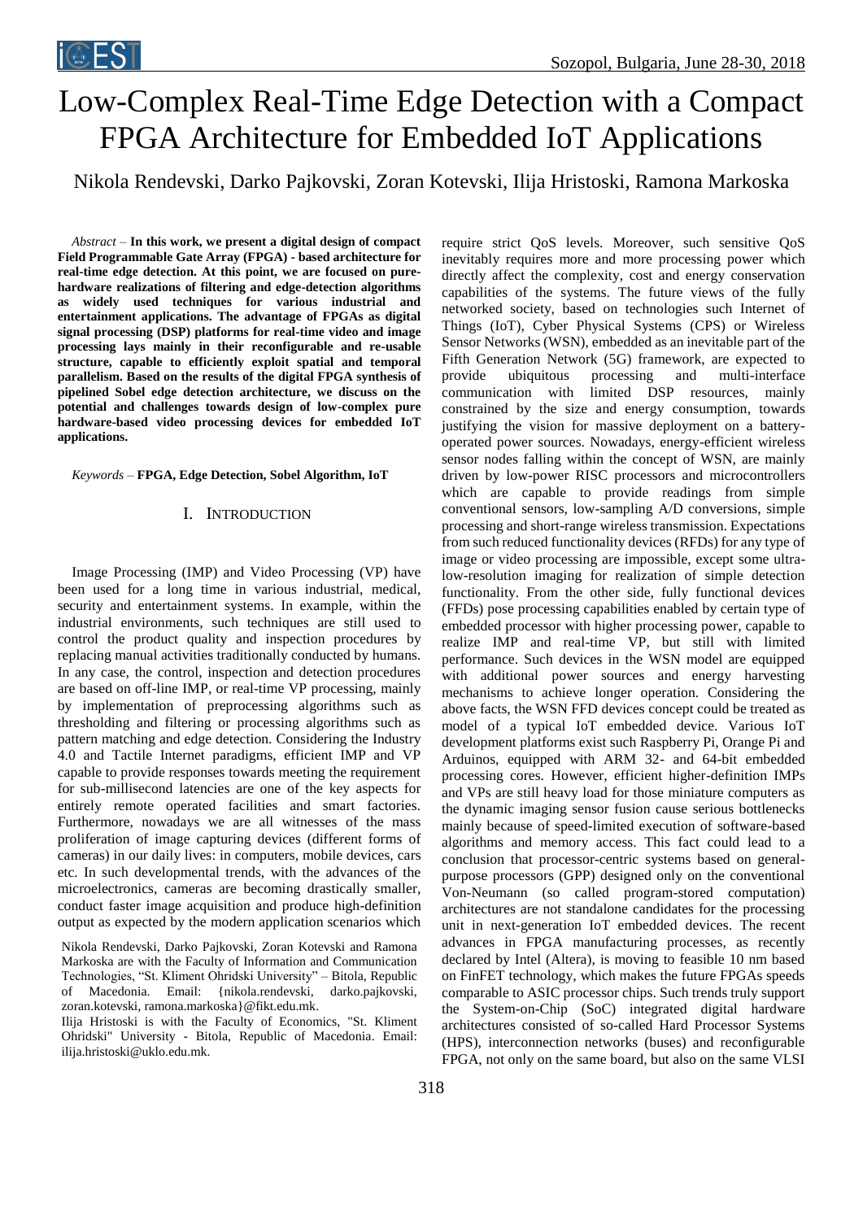# Low-Complex Real-Time Edge Detection with a Compact FPGA Architecture for Embedded IoT Applications

Nikola Rendevski, Darko Pajkovski, Zoran Kotevski, Ilija Hristoski, Ramona Markoska

*Abstract* – **In this work, we present a digital design of compact Field Programmable Gate Array (FPGA) - based architecture for real-time edge detection. At this point, we are focused on pure-hardware realizations of filtering and edge-detection algorithms as widely used techniques for various industrial and entertainment applications. The advantage of FPGAs as digital signal processing (DSP) platforms for real-time video and image processing lays mainly in their reconfigurable and re-usable structure, capable to efficiently exploit spatial and temporal parallelism. Based on the results of the digital FPGA synthesis of pipelined Sobel edge detection architecture, we discuss on the potential and challenges towards design of low-complex pure hardware-based video processing devices for embedded IoT applications.**

*Keywords* – **FPGA, Edge Detection, Sobel Algorithm, IoT**

## I. Introduction

Image Processing (IMP) and Video Processing (VP) have been used for a long time in various industrial, medical, security and entertainment systems. In example, within the industrial environments, such techniques are still used to control the product quality and inspection procedures by replacing manual activities traditionally conducted by humans. In any case, the control, inspection and detection procedures are based on off-line IMP, or real-time VP processing, mainly by implementation of preprocessing algorithms such as thresholding and filtering or processing algorithms such as pattern matching and edge detection. Considering the Industry 4.0 and Tactile Internet paradigms, efficient IMP and VP capable to provide responses towards meeting the requirement for sub-millisecond latencies are one of the key aspects for entirely remote operated facilities and smart factories. Furthermore, nowadays we are all witnesses of the mass proliferation of image capturing devices (different forms of cameras) in our daily lives: in computers, mobile devices, cars etc. In such developmental trends, with the advances of the microelectronics, cameras are becoming drastically smaller, conduct faster image acquisition and produce high-definition output as expected by the modern application scenarios which require strict QoS levels. Moreover, such sensitive QoS inevitably requires more and more processing power which directly affect the complexity, cost and energy conservation capabilities of the systems. The future views of the fully networked society, based on technologies such Internet of Things (IoT), Cyber Physical Systems (CPS) or Wireless Sensor Networks (WSN), embedded as an inevitable part of the Fifth Generation Network (5G) framework, are expected to provide ubiquitous processing and multi-interface communication with limited DSP resources, mainly constrained by the size and energy consumption, towards justifying the vision for massive deployment on a battery-operated power sources. Nowadays, energy-efficient wireless sensor nodes falling within the concept of WSN, are mainly driven by low-power RISC processors and microcontrollers which are capable to provide readings from simple conventional sensors, low-sampling A/D conversions, simple processing and short-range wireless transmission. Expectations from such reduced functionality devices (RFDs) for any type of image or video processing are impossible, except some ultra-low-resolution imaging for realization of simple detection functionality. From the other side, fully functional devices (FFDs) pose processing capabilities enabled by certain type of embedded processor with higher processing power, capable to realize IMP and real-time VP, but still with limited performance. Such devices in the WSN model are equipped with additional power sources and energy harvesting mechanisms to achieve longer operation. Considering the above facts, the WSN FFD devices concept could be treated as model of a typical IoT embedded device. Various IoT development platforms exist such Raspberry Pi, Orange Pi and Arduinos, equipped with ARM 32- and 64-bit embedded processing cores. However, efficient higher-definition IMPs and VPs are still heavy load for those miniature computers as the dynamic imaging sensor fusion cause serious bottlenecks mainly because of speed-limited execution of software-based algorithms and memory access. This fact could lead to a conclusion that processor-centric systems based on general-purpose processors (GPP) designed only on the conventional Von-Neumann (so called program-stored computation) architectures are not standalone candidates for the processing unit in next-generation IoT embedded devices. The recent advances in FPGA manufacturing processes, as recently declared by Intel (Altera), is moving to feasible 10 nm based on FinFET technology, which makes the future FPGAs speeds comparable to ASIC processor chips. Such trends truly support the System-on-Chip (SoC) integrated digital hardware architectures consisted of so-called Hard Processor Systems (HPS), interconnection networks (buses) and reconfigurable FPGA, not only on the same board, but also on the same VLSI

Nikola Rendevski, Darko Pajkovski, Zoran Kotevski and Ramona Markoska are with the Faculty of Information and Communication Technologies, "St. Kliment Ohridski University" – Bitola, Republic of Macedonia. Email: {nikola.rendevski, darko.pajkovski, zoran.kotevski, ramona.markoska}@fikt.edu.mk.

Ilija Hristoski is with the Faculty of Economics, "St. Kliment Ohridski" University - Bitola, Republic of Macedonia. Email: ilija.hristoski@uklo.edu.mk.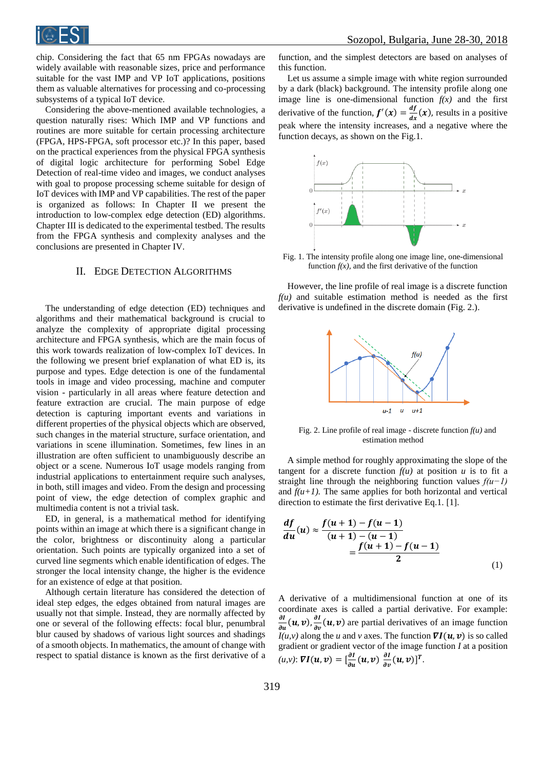chip. Considering the fact that 65 nm FPGAs nowadays are widely available with reasonable sizes, price and performance suitable for the vast IMP and VP IoT applications, positions them as valuable alternatives for processing and co-processing subsystems of a typical IoT device.

Considering the above-mentioned available technologies, a question naturally rises: Which IMP and VP functions and routines are more suitable for certain processing architecture (FPGA, HPS-FPGA, soft processor etc.)? In this paper, based on the practical experiences from the physical FPGA synthesis of digital logic architecture for performing Sobel Edge Detection of real-time video and images, we conduct analyses with goal to propose processing scheme suitable for design of IoT devices with IMP and VP capabilities. The rest of the paper is organized as follows: In Chapter II we present the introduction to low-complex edge detection (ED) algorithms. Chapter III is dedicated to the experimental testbed. The results from the FPGA synthesis and complexity analyses and the conclusions are presented in Chapter IV.

## II. Edge Detection Algorithms

The understanding of edge detection (ED) techniques and algorithms and their mathematical background is crucial to analyze the complexity of appropriate digital processing architecture and FPGA synthesis, which are the main focus of this work towards realization of low-complex IoT devices. In the following we present brief explanation of what ED is, its purpose and types. Edge detection is one of the fundamental tools in image and video processing, machine and computer vision - particularly in all areas where feature detection and feature extraction are crucial. The main purpose of edge detection is capturing important events and variations in different properties of the physical objects which are observed, such changes in the material structure, surface orientation, and variations in scene illumination. Sometimes, few lines in an illustration are often sufficient to unambiguously describe an object or a scene. Numerous IoT usage models ranging from industrial applications to entertainment require such analyses, in both, still images and video. From the design and processing point of view, the edge detection of complex graphic and multimedia content is not a trivial task.

ED, in general, is a mathematical method for identifying points within an image at which there is a significant change in the color, brightness or discontinuity along a particular orientation. Such points are typically organized into a set of curved line segments which enable identification of edges. The stronger the local intensity change, the higher is the evidence for an existence of edge at that position.

Although certain literature has considered the detection of ideal step edges, the edges obtained from natural images are usually not that simple. Instead, they are normally affected by one or several of the following effects: focal blur, penumbral blur caused by shadows of various light sources and shadings of a smooth objects. In mathematics, the amount of change with respect to spatial distance is known as the first derivative of a function, and the simplest detectors are based on analyses of this function.

Let us assume a simple image with white region surrounded by a dark (black) background. The intensity profile along one image line is one-dimensional function $f(x)$ and the first derivative of the function, $f'(x) = \frac{df}{dx}(x)$, results in a positive peak where the intensity increases, and a negative where the function decays, as shown on the Fig.1.

Fig. 1. The intensity profile along one image line, one-dimensional function $f(x)$, and the first derivative of the function

However, the line profile of real image is a discrete function $f(u)$ and suitable estimation method is needed as the first derivative is undefined in the discrete domain (Fig. 2.).

Fig. 2. Line profile of real image - discrete function $f(u)$ and estimation method

A simple method for roughly approximating the slope of the tangent for a discrete function $f(u)$ at position $u$ is to fit a straight line through the neighboring function values $f(u-1)$ and $f(u+1)$. The same applies for both horizontal and vertical direction to estimate the first derivative Eq.1. [1].

$$\frac{df}{du}(u) \approx \frac{f(u+1) - f(u-1)}{(u+1) - (u-1)} = \frac{f(u+1) - f(u-1)}{2} \tag{1}$$

A derivative of a multidimensional function at one of its coordinate axes is called a partial derivative. For example: $\frac{\partial I}{\partial u}(u,v), \frac{\partial I}{\partial v}(u,v)$ are partial derivatives of an image function $I(u,v)$ along the $u$ and $v$ axes. The function $\nabla I(u,v)$ is so called gradient or gradient vector of the image function $I$ at a position $(u,v)$: $\nabla I(u,v) = [\frac{\partial I}{\partial u}(u,v) \; \frac{\partial I}{\partial v}(u,v)]^T$.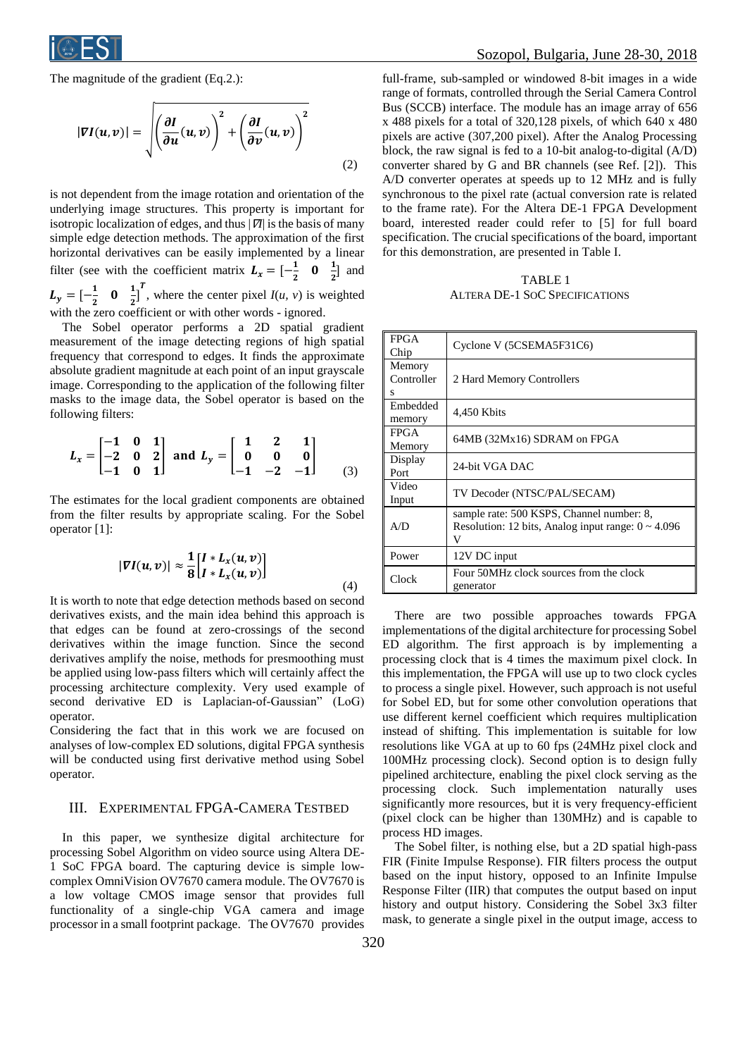The magnitude of the gradient (Eq.2.):

$$|\nabla I(u,v)| = \sqrt{\left(\frac{\partial I}{\partial u}(u,v)\right)^2 + \left(\frac{\partial I}{\partial v}(u,v)\right)^2} \tag{2}$$

is not dependent from the image rotation and orientation of the underlying image structures. This property is important for isotropic localization of edges, and thus $|\nabla I|$ is the basis of many simple edge detection methods. The approximation of the first horizontal derivatives can be easily implemented by a linear filter (see with the coefficient matrix $L_x = [-\frac{1}{2} \quad 0 \quad \frac{1}{2}]$ and $L_y = [-\frac{1}{2} \quad 0 \quad \frac{1}{2}]^T$, where the center pixel $I(u, v)$ is weighted with the zero coefficient or with other words - ignored.

The Sobel operator performs a 2D spatial gradient measurement of the image detecting regions of high spatial frequency that correspond to edges. It finds the approximate absolute gradient magnitude at each point of an input grayscale image. Corresponding to the application of the following filter masks to the image data, the Sobel operator is based on the following filters:

$$L_x = \begin{bmatrix} -1 & 0 & 1 \\ -2 & 0 & 2 \\ -1 & 0 & 1 \end{bmatrix} \text{ and } L_y = \begin{bmatrix} 1 & 2 & 1 \\ 0 & 0 & 0 \\ -1 & -2 & -1 \end{bmatrix} \tag{3}$$

The estimates for the local gradient components are obtained from the filter results by appropriate scaling. For the Sobel operator [1]:

$$|\nabla I(u,v)| \approx \frac{1}{8}\begin{bmatrix} I * L_x(u,v) \\ I * L_x(u,v) \end{bmatrix} \tag{4}$$

It is worth to note that edge detection methods based on second derivatives exists, and the main idea behind this approach is that edges can be found at zero-crossings of the second derivatives within the image function. Since the second derivatives amplify the noise, methods for presmoothing must be applied using low-pass filters which will certainly affect the processing architecture complexity. Very used example of second derivative ED is Laplacian-of-Gaussian" (LoG) operator.

Considering the fact that in this work we are focused on analyses of low-complex ED solutions, digital FPGA synthesis will be conducted using first derivative method using Sobel operator.

## III. Experimental FPGA-Camera Testbed

In this paper, we synthesize digital architecture for processing Sobel Algorithm on video source using Altera DE-1 SoC FPGA board. The capturing device is simple low-complex OmniVision OV7670 camera module. The OV7670 is a low voltage CMOS image sensor that provides full functionality of a single-chip VGA camera and image processor in a small footprint package. The OV7670 provides full-frame, sub-sampled or windowed 8-bit images in a wide range of formats, controlled through the Serial Camera Control Bus (SCCB) interface. The module has an image array of 656 x 488 pixels for a total of 320,128 pixels, of which 640 x 480 pixels are active (307,200 pixel). After the Analog Processing block, the raw signal is fed to a 10-bit analog-to-digital (A/D) converter shared by G and BR channels (see Ref. [2]). This A/D converter operates at speeds up to 12 MHz and is fully synchronous to the pixel rate (actual conversion rate is related to the frame rate). For the Altera DE-1 FPGA Development board, interested reader could refer to [5] for full board specification. The crucial specifications of the board, important for this demonstration, are presented in Table I.

TABLE 1
ALTERA DE-1 SoC SPECIFICATIONS

| | |
|---|---|
| FPGA Chip | Cyclone V (5CSEMA5F31C6) |
| Memory Controllers | 2 Hard Memory Controllers |
| Embedded memory | 4,450 Kbits |
| FPGA Memory | 64MB (32Mx16) SDRAM on FPGA |
| Display Port | 24-bit VGA DAC |
| Video Input | TV Decoder (NTSC/PAL/SECAM) |
| A/D | sample rate: 500 KSPS, Channel number: 8, Resolution: 12 bits, Analog input range: 0 ~ 4.096 V |
| Power | 12V DC input |
| Clock | Four 50MHz clock sources from the clock generator |

There are two possible approaches towards FPGA implementations of the digital architecture for processing Sobel ED algorithm. The first approach is by implementing a processing clock that is 4 times the maximum pixel clock. In this implementation, the FPGA will use up to two clock cycles to process a single pixel. However, such approach is not useful for Sobel ED, but for some other convolution operations that use different kernel coefficient which requires multiplication instead of shifting. This implementation is suitable for low resolutions like VGA at up to 60 fps (24MHz pixel clock and 100MHz processing clock). Second option is to design fully pipelined architecture, enabling the pixel clock serving as the processing clock. Such implementation naturally uses significantly more resources, but it is very frequency-efficient (pixel clock can be higher than 130MHz) and is capable to process HD images.

The Sobel filter, is nothing else, but a 2D spatial high-pass FIR (Finite Impulse Response). FIR filters process the output based on the input history, opposed to an Infinite Impulse Response Filter (IIR) that computes the output based on input history and output history. Considering the Sobel 3x3 filter mask, to generate a single pixel in the output image, access to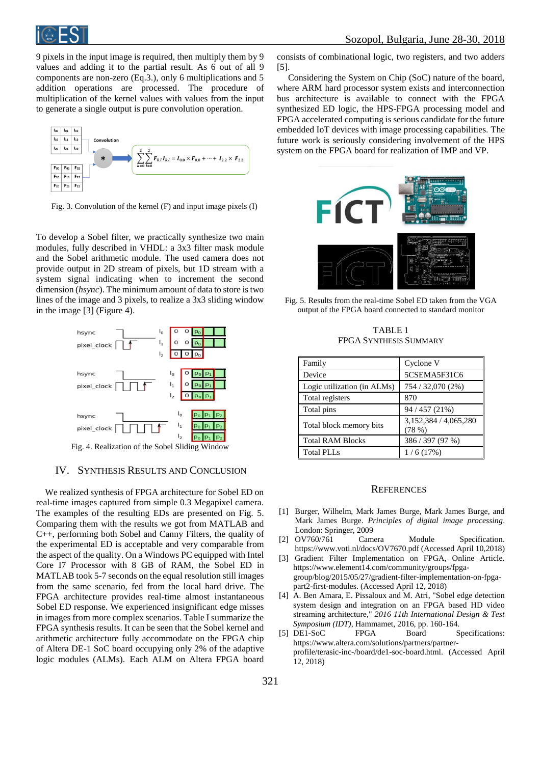9 pixels in the input image is required, then multiply them by 9 values and adding it to the partial result. As 6 out of all 9 components are non-zero (Eq.3.), only 6 multiplications and 5 addition operations are processed. The procedure of multiplication of the kernel values with values from the input to generate a single output is pure convolution operation.

Fig. 3. Convolution of the kernel (F) and input image pixels (I)

To develop a Sobel filter, we practically synthesize two main modules, fully described in VHDL: a 3x3 filter mask module and the Sobel arithmetic module. The used camera does not provide output in 2D stream of pixels, but 1D stream with a system signal indicating when to increment the second dimension (*hsync*). The minimum amount of data to store is two lines of the image and 3 pixels, to realize a 3x3 sliding window in the image [3] (Figure 4).

Fig. 4. Realization of the Sobel Sliding Window

## IV. Synthesis Results and Conclusion

We realized synthesis of FPGA architecture for Sobel ED on real-time images captured from simple 0.3 Megapixel camera. The examples of the resulting EDs are presented on Fig. 5. Comparing them with the results we got from MATLAB and C++, performing both Sobel and Canny Filters, the quality of the experimental ED is acceptable and very comparable from the aspect of the quality. On a Windows PC equipped with Intel Core I7 Processor with 8 GB of RAM, the Sobel ED in MATLAB took 5-7 seconds on the equal resolution still images from the same scenario, fed from the local hard drive. The FPGA architecture provides real-time almost instantaneous Sobel ED response. We experienced insignificant edge misses in images from more complex scenarios. Table I summarize the FPGA synthesis results. It can be seen that the Sobel kernel and arithmetic architecture fully accommodate on the FPGA chip of Altera DE-1 SoC board occupying only 2% of the adaptive logic modules (ALMs). Each ALM on Altera FPGA board consists of combinational logic, two registers, and two adders [5].

Considering the System on Chip (SoC) nature of the board, where ARM hard processor system exists and interconnection bus architecture is available to connect with the FPGA synthesized ED logic, the HPS-FPGA processing model and FPGA accelerated computing is serious candidate for the future embedded IoT devices with image processing capabilities. The future work is seriously considering involvement of the HPS system on the FPGA board for realization of IMP and VP.

Fig. 5. Results from the real-time Sobel ED taken from the VGA output of the FPGA board connected to standard monitor

TABLE 1
FPGA Synthesis Summary

| | |
|---|---|
| Family | Cyclone V |
| Device | 5CSEMA5F31C6 |
| Logic utilization (in ALMs) | 754 / 32,070 (2%) |
| Total registers | 870 |
| Total pins | 94 / 457 (21%) |
| Total block memory bits | 3,152,384 / 4,065,280 (78 %) |
| Total RAM Blocks | 386 / 397 (97 %) |
| Total PLLs | 1 / 6 (17%) |

## References

[1] Burger, Wilhelm, Mark James Burge, Mark James Burge, and Mark James Burge. *Principles of digital image processing*. London: Springer, 2009

[2] OV760/761 Camera Module Specification. https://www.voti.nl/docs/OV7670.pdf (Accessed April 10,2018)

[3] Gradient Filter Implementation on FPGA, Online Article. https://www.element14.com/community/groups/fpga-group/blog/2015/05/27/gradient-filter-implementation-on-fpga-part2-first-modules. (Accessed April 12, 2018)

[4] A. Ben Amara, E. Pissaloux and M. Atri, "Sobel edge detection system design and integration on an FPGA based HD video streaming architecture," *2016 11th International Design & Test Symposium (IDT)*, Hammamet, 2016, pp. 160-164.

[5] DE1-SoC FPGA Board Specifications: https://www.altera.com/solutions/partners/partner-profile/terasic-inc-/board/de1-soc-board.html. (Accessed April 12, 2018)